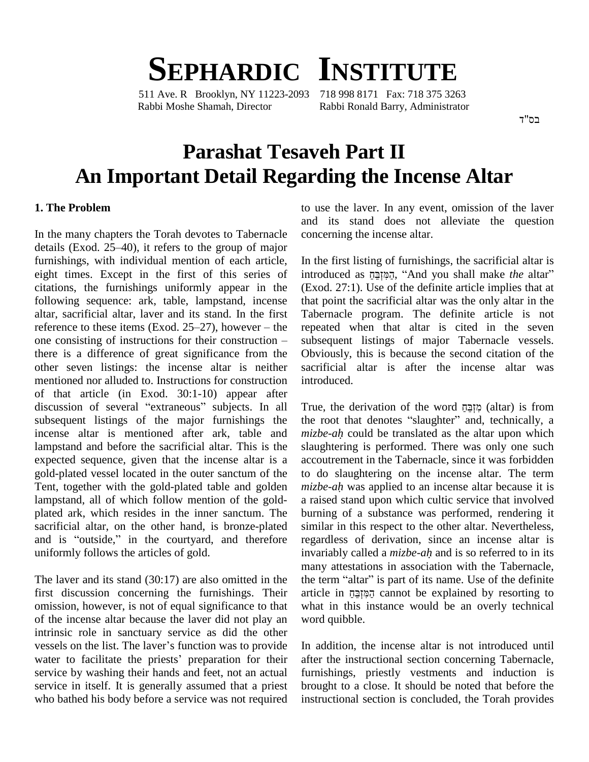# SEPHARDIC INSTITUTE

511 Ave. R Brooklyn, NY 11223-2093 718 998 8171 Fax: 718 375 3263
Rabbi Moshe Shamah, Director Rabbi Ronald Barry, Administrator

בס"ד

# Parashat Tesaveh Part II
# An Important Detail Regarding the Incense Altar

### 1. The Problem

In the many chapters the Torah devotes to Tabernacle details (Exod. 25–40), it refers to the group of major furnishings, with individual mention of each article, eight times. Except in the first of this series of citations, the furnishings uniformly appear in the following sequence: ark, table, lampstand, incense altar, sacrificial altar, laver and its stand. In the first reference to these items (Exod. 25–27), however – the one consisting of instructions for their construction – there is a difference of great significance from the other seven listings: the incense altar is neither mentioned nor alluded to. Instructions for construction of that article (in Exod. 30:1-10) appear after discussion of several "extraneous" subjects. In all subsequent listings of the major furnishings the incense altar is mentioned after ark, table and lampstand and before the sacrificial altar. This is the expected sequence, given that the incense altar is a gold-plated vessel located in the outer sanctum of the Tent, together with the gold-plated table and golden lampstand, all of which follow mention of the gold-plated ark, which resides in the inner sanctum. The sacrificial altar, on the other hand, is bronze-plated and is "outside," in the courtyard, and therefore uniformly follows the articles of gold.

The laver and its stand (30:17) are also omitted in the first discussion concerning the furnishings. Their omission, however, is not of equal significance to that of the incense altar because the laver did not play an intrinsic role in sanctuary service as did the other vessels on the list. The laver's function was to provide water to facilitate the priests' preparation for their service by washing their hands and feet, not an actual service in itself. It is generally assumed that a priest who bathed his body before a service was not required to use the laver. In any event, omission of the laver and its stand does not alleviate the question concerning the incense altar.

In the first listing of furnishings, the sacrificial altar is introduced as הַמִּזְבֵּחַ, "And you shall make *the* altar" (Exod. 27:1). Use of the definite article implies that at that point the sacrificial altar was the only altar in the Tabernacle program. The definite article is not repeated when that altar is cited in the seven subsequent listings of major Tabernacle vessels. Obviously, this is because the second citation of the sacrificial altar is after the incense altar was introduced.

True, the derivation of the word מִזְבֵּחַ (altar) is from the root that denotes "slaughter" and, technically, a *mizbe-aḥ* could be translated as the altar upon which slaughtering is performed. There was only one such accoutrement in the Tabernacle, since it was forbidden to do slaughtering on the incense altar. The term *mizbe-aḥ* was applied to an incense altar because it is a raised stand upon which cultic service that involved burning of a substance was performed, rendering it similar in this respect to the other altar. Nevertheless, regardless of derivation, since an incense altar is invariably called a *mizbe-aḥ* and is so referred to in its many attestations in association with the Tabernacle, the term "altar" is part of its name. Use of the definite article in הַמִּזְבֵּחַ cannot be explained by resorting to what in this instance would be an overly technical word quibble.

In addition, the incense altar is not introduced until after the instructional section concerning Tabernacle, furnishings, priestly vestments and induction is brought to a close. It should be noted that before the instructional section is concluded, the Torah provides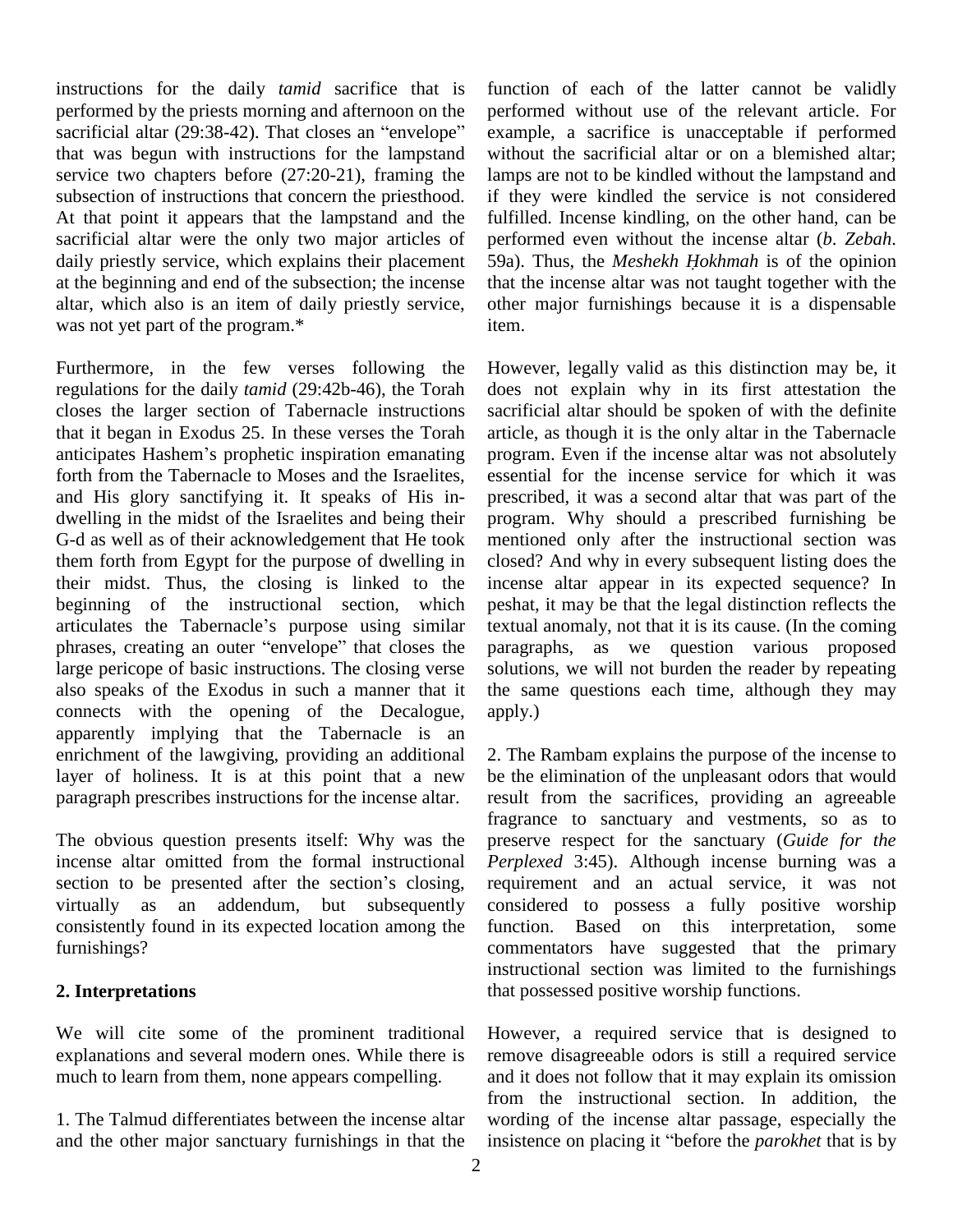instructions for the daily *tamid* sacrifice that is performed by the priests morning and afternoon on the sacrificial altar (29:38-42). That closes an "envelope" that was begun with instructions for the lampstand service two chapters before (27:20-21), framing the subsection of instructions that concern the priesthood. At that point it appears that the lampstand and the sacrificial altar were the only two major articles of daily priestly service, which explains their placement at the beginning and end of the subsection; the incense altar, which also is an item of daily priestly service, was not yet part of the program.*

Furthermore, in the few verses following the regulations for the daily *tamid* (29:42b-46), the Torah closes the larger section of Tabernacle instructions that it began in Exodus 25. In these verses the Torah anticipates Hashem's prophetic inspiration emanating forth from the Tabernacle to Moses and the Israelites, and His glory sanctifying it. It speaks of His indwelling in the midst of the Israelites and being their G-d as well as of their acknowledgement that He took them forth from Egypt for the purpose of dwelling in their midst. Thus, the closing is linked to the beginning of the instructional section, which articulates the Tabernacle's purpose using similar phrases, creating an outer "envelope" that closes the large pericope of basic instructions. The closing verse also speaks of the Exodus in such a manner that it connects with the opening of the Decalogue, apparently implying that the Tabernacle is an enrichment of the lawgiving, providing an additional layer of holiness. It is at this point that a new paragraph prescribes instructions for the incense altar.

The obvious question presents itself: Why was the incense altar omitted from the formal instructional section to be presented after the section's closing, virtually as an addendum, but subsequently consistently found in its expected location among the furnishings?

## 2. Interpretations

We will cite some of the prominent traditional explanations and several modern ones. While there is much to learn from them, none appears compelling.

1. The Talmud differentiates between the incense altar and the other major sanctuary furnishings in that the function of each of the latter cannot be validly performed without use of the relevant article. For example, a sacrifice is unacceptable if performed without the sacrificial altar or on a blemished altar; lamps are not to be kindled without the lampstand and if they were kindled the service is not considered fulfilled. Incense kindling, on the other hand, can be performed even without the incense altar (*b. Zebah.* 59a). Thus, the *Meshekh Ḥokhmah* is of the opinion that the incense altar was not taught together with the other major furnishings because it is a dispensable item.

However, legally valid as this distinction may be, it does not explain why in its first attestation the sacrificial altar should be spoken of with the definite article, as though it is the only altar in the Tabernacle program. Even if the incense altar was not absolutely essential for the incense service for which it was prescribed, it was a second altar that was part of the program. Why should a prescribed furnishing be mentioned only after the instructional section was closed? And why in every subsequent listing does the incense altar appear in its expected sequence? In peshat, it may be that the legal distinction reflects the textual anomaly, not that it is its cause. (In the coming paragraphs, as we question various proposed solutions, we will not burden the reader by repeating the same questions each time, although they may apply.)

2. The Rambam explains the purpose of the incense to be the elimination of the unpleasant odors that would result from the sacrifices, providing an agreeable fragrance to sanctuary and vestments, so as to preserve respect for the sanctuary (*Guide for the Perplexed* 3:45). Although incense burning was a requirement and an actual service, it was not considered to possess a fully positive worship function. Based on this interpretation, some commentators have suggested that the primary instructional section was limited to the furnishings that possessed positive worship functions.

However, a required service that is designed to remove disagreeable odors is still a required service and it does not follow that it may explain its omission from the instructional section. In addition, the wording of the incense altar passage, especially the insistence on placing it "before the *parokhet* that is by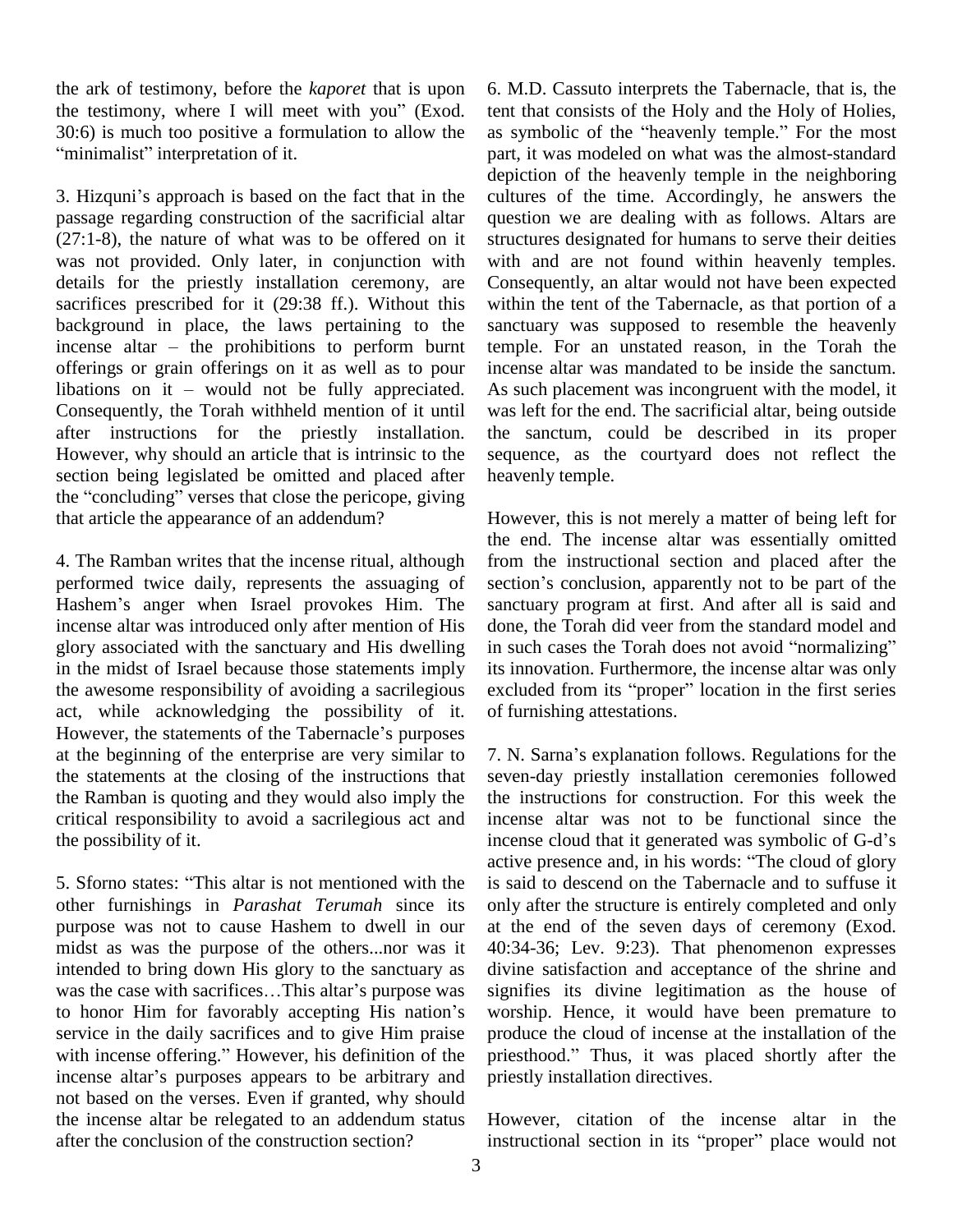the ark of testimony, before the *kaporet* that is upon the testimony, where I will meet with you" (Exod. 30:6) is much too positive a formulation to allow the "minimalist" interpretation of it.

3. Hizquni's approach is based on the fact that in the passage regarding construction of the sacrificial altar (27:1-8), the nature of what was to be offered on it was not provided. Only later, in conjunction with details for the priestly installation ceremony, are sacrifices prescribed for it (29:38 ff.). Without this background in place, the laws pertaining to the incense altar – the prohibitions to perform burnt offerings or grain offerings on it as well as to pour libations on it – would not be fully appreciated. Consequently, the Torah withheld mention of it until after instructions for the priestly installation. However, why should an article that is intrinsic to the section being legislated be omitted and placed after the "concluding" verses that close the pericope, giving that article the appearance of an addendum?

4. The Ramban writes that the incense ritual, although performed twice daily, represents the assuaging of Hashem's anger when Israel provokes Him. The incense altar was introduced only after mention of His glory associated with the sanctuary and His dwelling in the midst of Israel because those statements imply the awesome responsibility of avoiding a sacrilegious act, while acknowledging the possibility of it. However, the statements of the Tabernacle's purposes at the beginning of the enterprise are very similar to the statements at the closing of the instructions that the Ramban is quoting and they would also imply the critical responsibility to avoid a sacrilegious act and the possibility of it.

5. Sforno states: "This altar is not mentioned with the other furnishings in *Parashat Terumah* since its purpose was not to cause Hashem to dwell in our midst as was the purpose of the others...nor was it intended to bring down His glory to the sanctuary as was the case with sacrifices…This altar's purpose was to honor Him for favorably accepting His nation's service in the daily sacrifices and to give Him praise with incense offering." However, his definition of the incense altar's purposes appears to be arbitrary and not based on the verses. Even if granted, why should the incense altar be relegated to an addendum status after the conclusion of the construction section?

6. M.D. Cassuto interprets the Tabernacle, that is, the tent that consists of the Holy and the Holy of Holies, as symbolic of the "heavenly temple." For the most part, it was modeled on what was the almost-standard depiction of the heavenly temple in the neighboring cultures of the time. Accordingly, he answers the question we are dealing with as follows. Altars are structures designated for humans to serve their deities with and are not found within heavenly temples. Consequently, an altar would not have been expected within the tent of the Tabernacle, as that portion of a sanctuary was supposed to resemble the heavenly temple. For an unstated reason, in the Torah the incense altar was mandated to be inside the sanctum. As such placement was incongruent with the model, it was left for the end. The sacrificial altar, being outside the sanctum, could be described in its proper sequence, as the courtyard does not reflect the heavenly temple.

However, this is not merely a matter of being left for the end. The incense altar was essentially omitted from the instructional section and placed after the section's conclusion, apparently not to be part of the sanctuary program at first. And after all is said and done, the Torah did veer from the standard model and in such cases the Torah does not avoid "normalizing" its innovation. Furthermore, the incense altar was only excluded from its "proper" location in the first series of furnishing attestations.

7. N. Sarna's explanation follows. Regulations for the seven-day priestly installation ceremonies followed the instructions for construction. For this week the incense altar was not to be functional since the incense cloud that it generated was symbolic of G-d's active presence and, in his words: "The cloud of glory is said to descend on the Tabernacle and to suffuse it only after the structure is entirely completed and only at the end of the seven days of ceremony (Exod. 40:34-36; Lev. 9:23). That phenomenon expresses divine satisfaction and acceptance of the shrine and signifies its divine legitimation as the house of worship. Hence, it would have been premature to produce the cloud of incense at the installation of the priesthood." Thus, it was placed shortly after the priestly installation directives.

However, citation of the incense altar in the instructional section in its "proper" place would not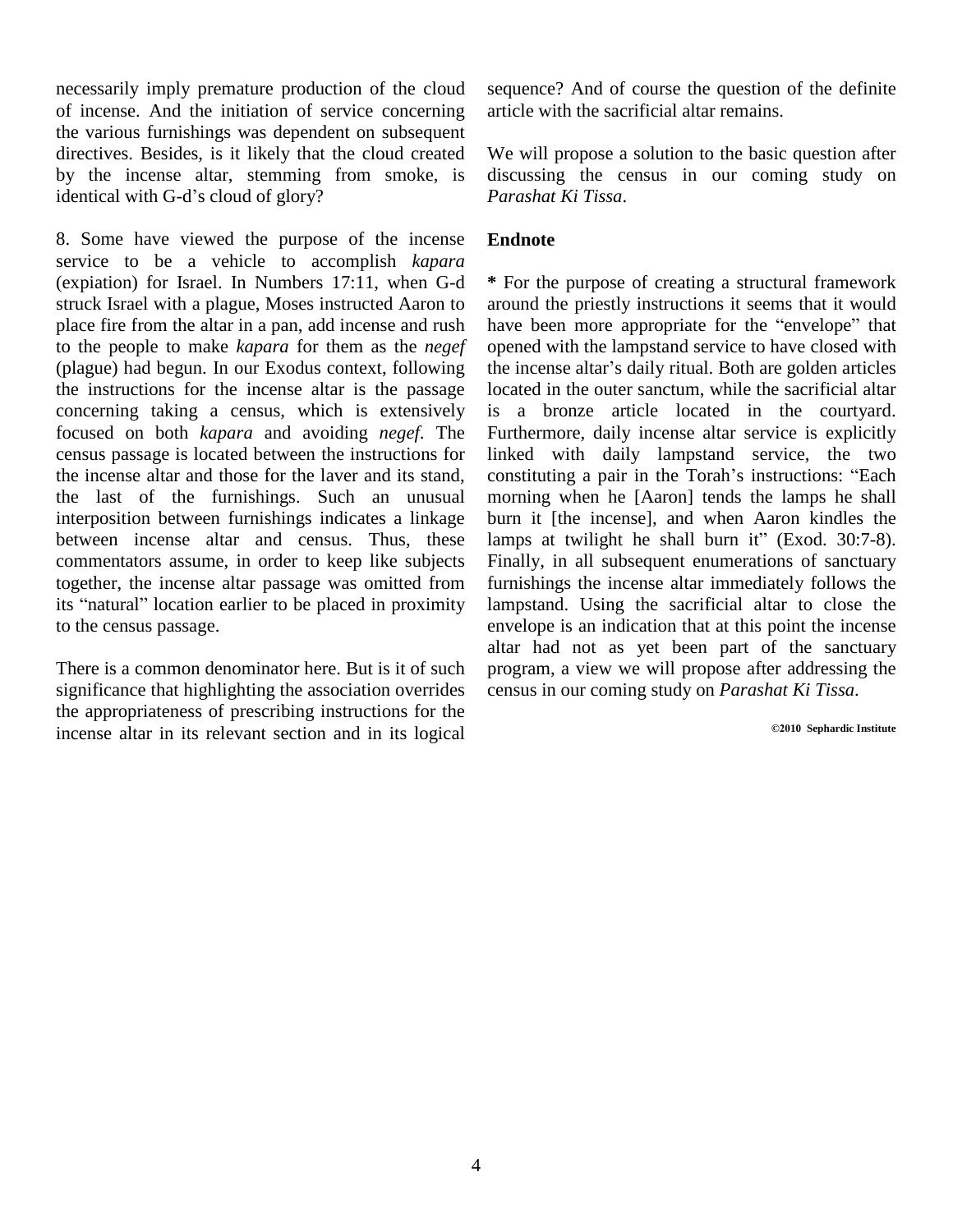necessarily imply premature production of the cloud of incense. And the initiation of service concerning the various furnishings was dependent on subsequent directives. Besides, is it likely that the cloud created by the incense altar, stemming from smoke, is identical with G-d's cloud of glory?

8. Some have viewed the purpose of the incense service to be a vehicle to accomplish *kapara* (expiation) for Israel. In Numbers 17:11, when G-d struck Israel with a plague, Moses instructed Aaron to place fire from the altar in a pan, add incense and rush to the people to make *kapara* for them as the *negef* (plague) had begun. In our Exodus context, following the instructions for the incense altar is the passage concerning taking a census, which is extensively focused on both *kapara* and avoiding *negef*. The census passage is located between the instructions for the incense altar and those for the laver and its stand, the last of the furnishings. Such an unusual interposition between furnishings indicates a linkage between incense altar and census. Thus, these commentators assume, in order to keep like subjects together, the incense altar passage was omitted from its "natural" location earlier to be placed in proximity to the census passage.

There is a common denominator here. But is it of such significance that highlighting the association overrides the appropriateness of prescribing instructions for the incense altar in its relevant section and in its logical sequence? And of course the question of the definite article with the sacrificial altar remains.

We will propose a solution to the basic question after discussing the census in our coming study on *Parashat Ki Tissa*.

## Endnote

**\*** For the purpose of creating a structural framework around the priestly instructions it seems that it would have been more appropriate for the "envelope" that opened with the lampstand service to have closed with the incense altar's daily ritual. Both are golden articles located in the outer sanctum, while the sacrificial altar is a bronze article located in the courtyard. Furthermore, daily incense altar service is explicitly linked with daily lampstand service, the two constituting a pair in the Torah's instructions: "Each morning when he [Aaron] tends the lamps he shall burn it [the incense], and when Aaron kindles the lamps at twilight he shall burn it" (Exod. 30:7-8). Finally, in all subsequent enumerations of sanctuary furnishings the incense altar immediately follows the lampstand. Using the sacrificial altar to close the envelope is an indication that at this point the incense altar had not as yet been part of the sanctuary program, a view we will propose after addressing the census in our coming study on *Parashat Ki Tissa*.

**©2010 Sephardic Institute**